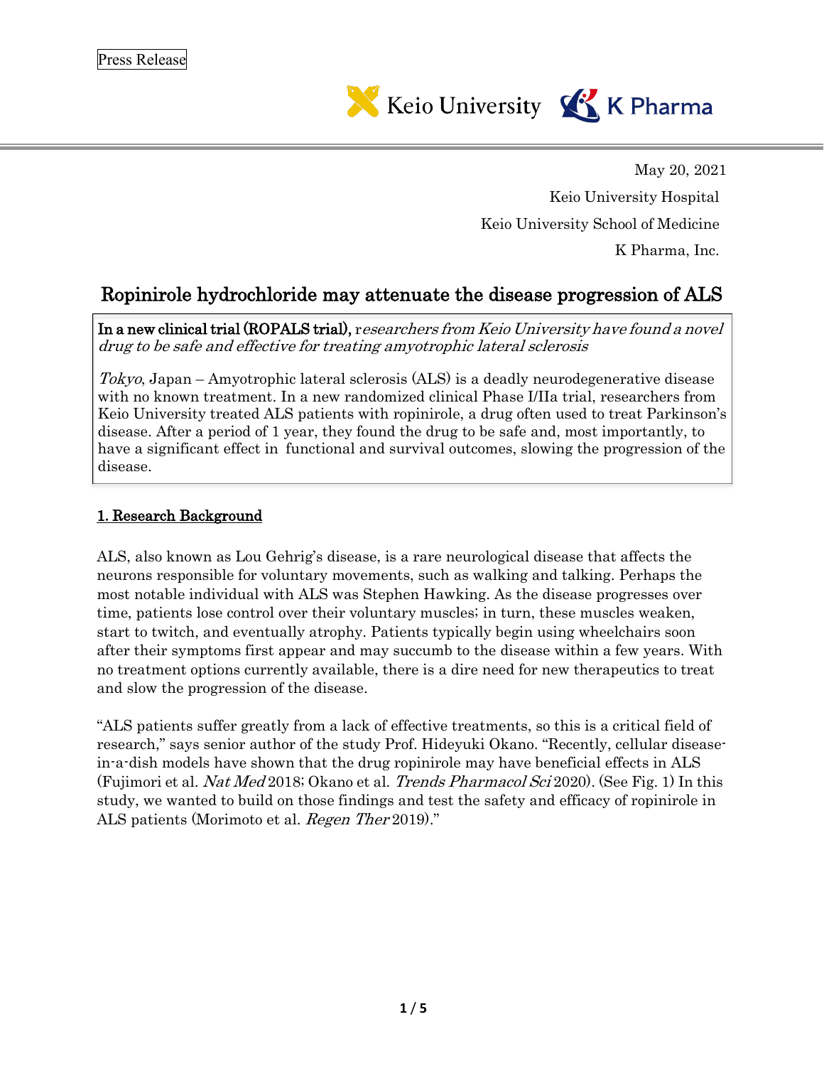Press Release

Keio University K Pharma

May 20, 2021

Keio University Hospital

Keio University School of Medicine

K Pharma, Inc.

# Ropinirole hydrochloride may attenuate the disease progression of ALS

**In a new clinical trial (ROPALS trial),** r*esearchers from Keio University have found a novel drug to be safe and effective for treating amyotrophic lateral sclerosis*

*Tokyo*, Japan – Amyotrophic lateral sclerosis (ALS) is a deadly neurodegenerative disease with no known treatment. In a new randomized clinical Phase I/IIa trial, researchers from Keio University treated ALS patients with ropinirole, a drug often used to treat Parkinson's disease. After a period of 1 year, they found the drug to be safe and, most importantly, to have a significant effect in functional and survival outcomes, slowing the progression of the disease.

## 1. Research Background

ALS, also known as Lou Gehrig's disease, is a rare neurological disease that affects the neurons responsible for voluntary movements, such as walking and talking. Perhaps the most notable individual with ALS was Stephen Hawking. As the disease progresses over time, patients lose control over their voluntary muscles; in turn, these muscles weaken, start to twitch, and eventually atrophy. Patients typically begin using wheelchairs soon after their symptoms first appear and may succumb to the disease within a few years. With no treatment options currently available, there is a dire need for new therapeutics to treat and slow the progression of the disease.

"ALS patients suffer greatly from a lack of effective treatments, so this is a critical field of research," says senior author of the study Prof. Hideyuki Okano. "Recently, cellular disease-in-a-dish models have shown that the drug ropinirole may have beneficial effects in ALS (Fujimori et al. *Nat Med* 2018; Okano et al. *Trends Pharmacol Sci* 2020). (See Fig. 1) In this study, we wanted to build on those findings and test the safety and efficacy of ropinirole in ALS patients (Morimoto et al. *Regen Ther* 2019)."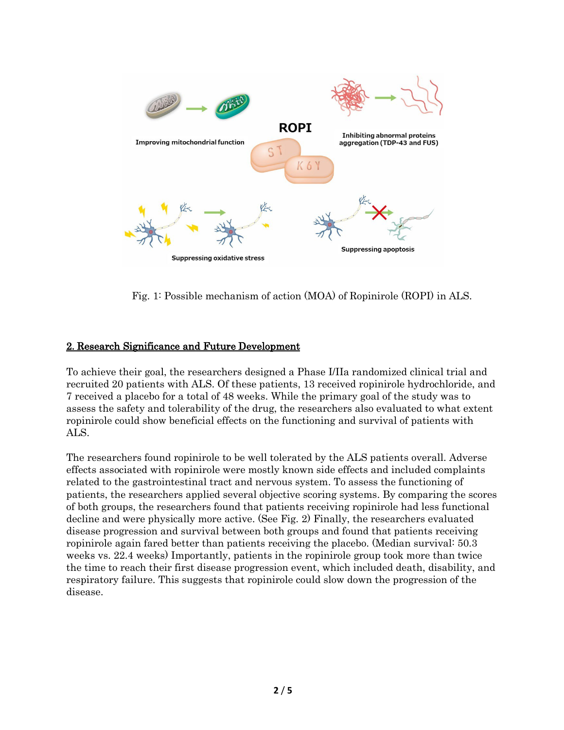Fig. 1: Possible mechanism of action (MOA) of Ropinirole (ROPI) in ALS.

## 2. Research Significance and Future Development

To achieve their goal, the researchers designed a Phase I/IIa randomized clinical trial and recruited 20 patients with ALS. Of these patients, 13 received ropinirole hydrochloride, and 7 received a placebo for a total of 48 weeks. While the primary goal of the study was to assess the safety and tolerability of the drug, the researchers also evaluated to what extent ropinirole could show beneficial effects on the functioning and survival of patients with ALS.

The researchers found ropinirole to be well tolerated by the ALS patients overall. Adverse effects associated with ropinirole were mostly known side effects and included complaints related to the gastrointestinal tract and nervous system. To assess the functioning of patients, the researchers applied several objective scoring systems. By comparing the scores of both groups, the researchers found that patients receiving ropinirole had less functional decline and were physically more active. (See Fig. 2) Finally, the researchers evaluated disease progression and survival between both groups and found that patients receiving ropinirole again fared better than patients receiving the placebo. (Median survival: 50.3 weeks vs. 22.4 weeks) Importantly, patients in the ropinirole group took more than twice the time to reach their first disease progression event, which included death, disability, and respiratory failure. This suggests that ropinirole could slow down the progression of the disease.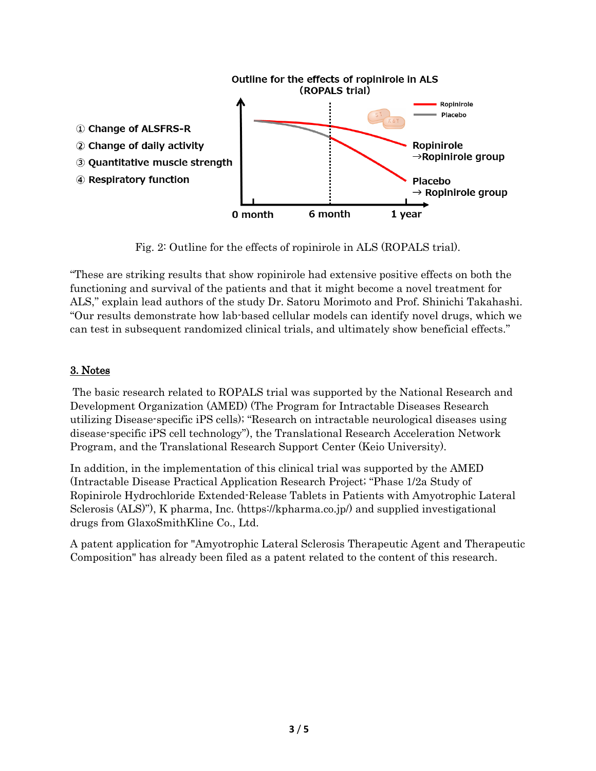Fig. 2: Outline for the effects of ropinirole in ALS (ROPALS trial).

"These are striking results that show ropinirole had extensive positive effects on both the functioning and survival of the patients and that it might become a novel treatment for ALS," explain lead authors of the study Dr. Satoru Morimoto and Prof. Shinichi Takahashi. "Our results demonstrate how lab-based cellular models can identify novel drugs, which we can test in subsequent randomized clinical trials, and ultimately show beneficial effects."

## 3. Notes

The basic research related to ROPALS trial was supported by the National Research and Development Organization (AMED) (The Program for Intractable Diseases Research utilizing Disease-specific iPS cells); "Research on intractable neurological diseases using disease-specific iPS cell technology"), the Translational Research Acceleration Network Program, and the Translational Research Support Center (Keio University).

In addition, in the implementation of this clinical trial was supported by the AMED (Intractable Disease Practical Application Research Project; "Phase 1/2a Study of Ropinirole Hydrochloride Extended-Release Tablets in Patients with Amyotrophic Lateral Sclerosis (ALS)"), K pharma, Inc. (https://kpharma.co.jp/) and supplied investigational drugs from GlaxoSmithKline Co., Ltd.

A patent application for "Amyotrophic Lateral Sclerosis Therapeutic Agent and Therapeutic Composition" has already been filed as a patent related to the content of this research.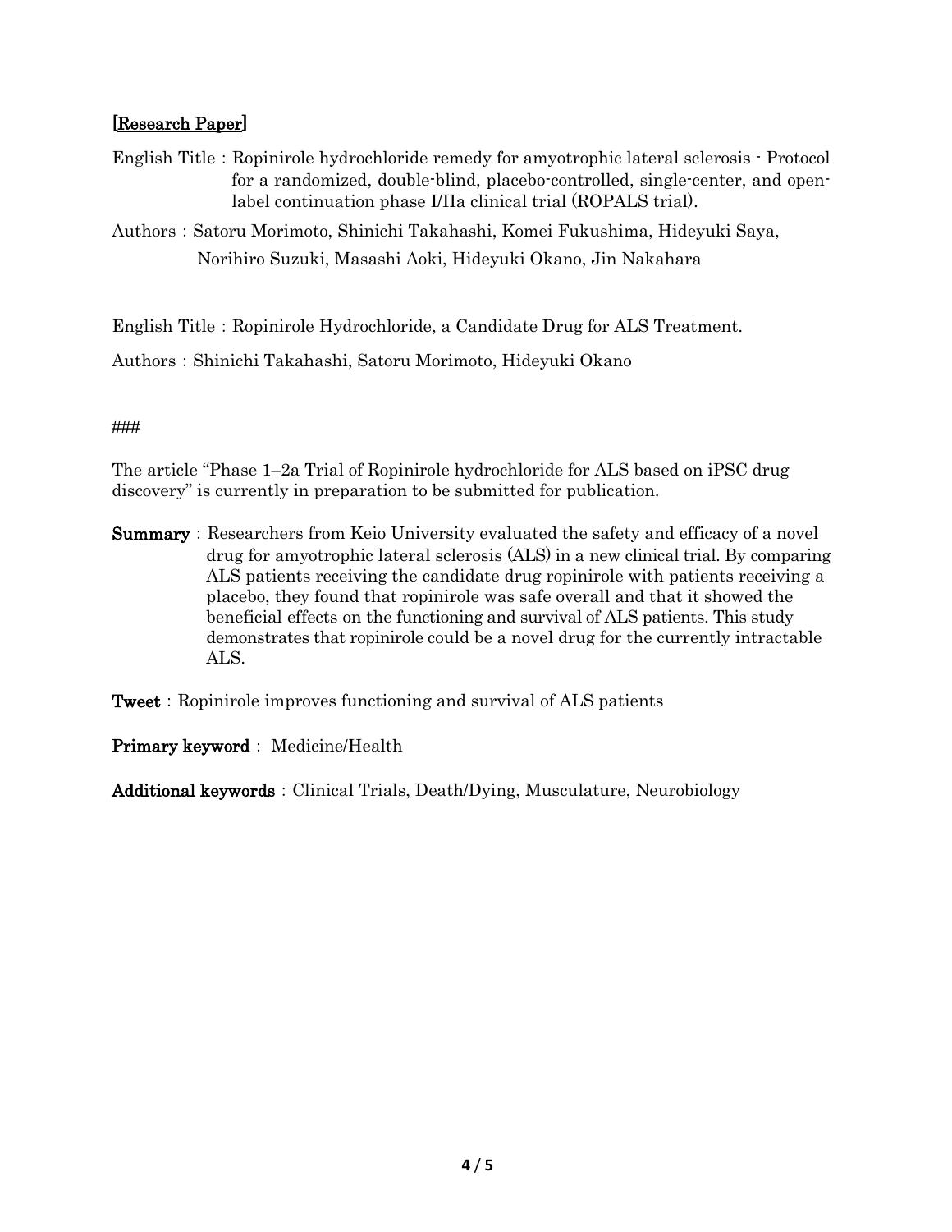[Research Paper]

English Title : Ropinirole hydrochloride remedy for amyotrophic lateral sclerosis - Protocol for a randomized, double-blind, placebo-controlled, single-center, and open-label continuation phase I/IIa clinical trial (ROPALS trial).

Authors : Satoru Morimoto, Shinichi Takahashi, Komei Fukushima, Hideyuki Saya, Norihiro Suzuki, Masashi Aoki, Hideyuki Okano, Jin Nakahara

English Title : Ropinirole Hydrochloride, a Candidate Drug for ALS Treatment.

Authors : Shinichi Takahashi, Satoru Morimoto, Hideyuki Okano

###

The article "Phase 1–2a Trial of Ropinirole hydrochloride for ALS based on iPSC drug discovery" is currently in preparation to be submitted for publication.

**Summary** : Researchers from Keio University evaluated the safety and efficacy of a novel drug for amyotrophic lateral sclerosis (ALS) in a new clinical trial. By comparing ALS patients receiving the candidate drug ropinirole with patients receiving a placebo, they found that ropinirole was safe overall and that it showed the beneficial effects on the functioning and survival of ALS patients. This study demonstrates that ropinirole could be a novel drug for the currently intractable ALS.

**Tweet** : Ropinirole improves functioning and survival of ALS patients

**Primary keyword** : Medicine/Health

**Additional keywords** : Clinical Trials, Death/Dying, Musculature, Neurobiology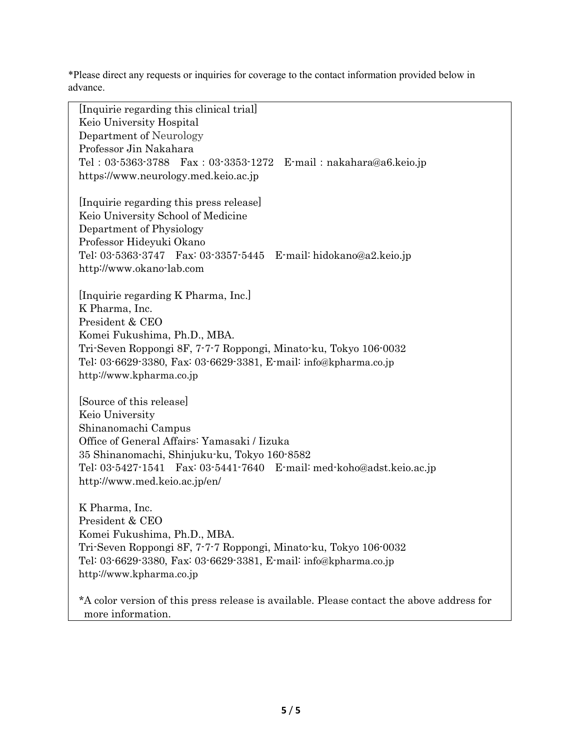*Please direct any requests or inquiries for coverage to the contact information provided below in advance.

[Inquirie regarding this clinical trial]
Keio University Hospital
Department of Neurology
Professor Jin Nakahara
Tel：03-5363-3788　Fax：03-3353-1272　E-mail：nakahara@a6.keio.jp
https://www.neurology.med.keio.ac.jp

[Inquirie regarding this press release]
Keio University School of Medicine
Department of Physiology
Professor Hideyuki Okano
Tel: 03-5363-3747　Fax: 03-3357-5445　E-mail: hidokano@a2.keio.jp
http://www.okano-lab.com

[Inquirie regarding K Pharma, Inc.]
K Pharma, Inc.
President & CEO
Komei Fukushima, Ph.D., MBA.
Tri-Seven Roppongi 8F, 7-7-7 Roppongi, Minato-ku, Tokyo 106-0032
Tel: 03-6629-3380, Fax: 03-6629-3381, E-mail: info@kpharma.co.jp
http://www.kpharma.co.jp

[Source of this release]
Keio University
Shinanomachi Campus
Office of General Affairs: Yamasaki / Iizuka
35 Shinanomachi, Shinjuku-ku, Tokyo 160-8582
Tel: 03-5427-1541　Fax: 03-5441-7640　E-mail: med-koho@adst.keio.ac.jp
http://www.med.keio.ac.jp/en/

K Pharma, Inc.
President & CEO
Komei Fukushima, Ph.D., MBA.
Tri-Seven Roppongi 8F, 7-7-7 Roppongi, Minato-ku, Tokyo 106-0032
Tel: 03-6629-3380, Fax: 03-6629-3381, E-mail: info@kpharma.co.jp
http://www.kpharma.co.jp

*A color version of this press release is available. Please contact the above address for more information.